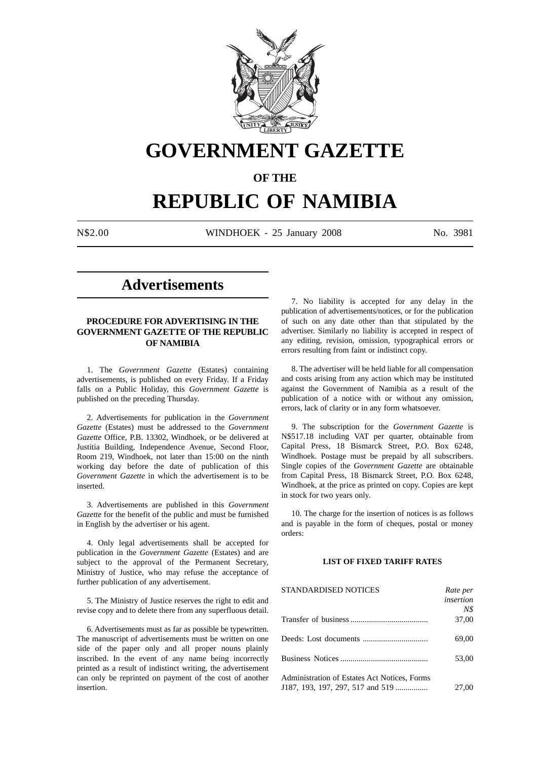# GOVERNMENT GAZETTE

## OF THE

# REPUBLIC OF NAMIBIA

N$2.00 WINDHOEK - 25 January 2008 No. 3981

## Advertisements

### PROCEDURE FOR ADVERTISING IN THE GOVERNMENT GAZETTE OF THE REPUBLIC OF NAMIBIA

1. The *Government Gazette* (Estates) containing advertisements, is published on every Friday. If a Friday falls on a Public Holiday, this *Government Gazette* is published on the preceding Thursday.

2. Advertisements for publication in the *Government Gazette* (Estates) must be addressed to the *Government Gazette* Office, P.B. 13302, Windhoek, or be delivered at Justitia Building, Independence Avenue, Second Floor, Room 219, Windhoek, not later than 15:00 on the ninth working day before the date of publication of this *Government Gazette* in which the advertisement is to be inserted.

3. Advertisements are published in this *Government Gazette* for the benefit of the public and must be furnished in English by the advertiser or his agent.

4. Only legal advertisements shall be accepted for publication in the *Government Gazette* (Estates) and are subject to the approval of the Permanent Secretary, Ministry of Justice, who may refuse the acceptance of further publication of any advertisement.

5. The Ministry of Justice reserves the right to edit and revise copy and to delete there from any superfluous detail.

6. Advertisements must as far as possible be typewritten. The manuscript of advertisements must be written on one side of the paper only and all proper nouns plainly inscribed. In the event of any name being incorrectly printed as a result of indistinct writing, the advertisement can only be reprinted on payment of the cost of another insertion.

7. No liability is accepted for any delay in the publication of advertisements/notices, or for the publication of such on any date other than that stipulated by the advertiser. Similarly no liability is accepted in respect of any editing, revision, omission, typographical errors or errors resulting from faint or indistinct copy.

8. The advertiser will be held liable for all compensation and costs arising from any action which may be instituted against the Government of Namibia as a result of the publication of a notice with or without any omission, errors, lack of clarity or in any form whatsoever.

9. The subscription for the *Government Gazette* is N$517.18 including VAT per quarter, obtainable from Capital Press, 18 Bismarck Street, P.O. Box 6248, Windhoek. Postage must be prepaid by all subscribers. Single copies of the *Government Gazette* are obtainable from Capital Press, 18 Bismarck Street, P.O. Box 6248, Windhoek, at the price as printed on copy. Copies are kept in stock for two years only.

10. The charge for the insertion of notices is as follows and is payable in the form of cheques, postal or money orders:

#### LIST OF FIXED TARIFF RATES

| STANDARDISED NOTICES | *Rate per insertion N$* |
|---|---|
| Transfer of business | 37,00 |
| Deeds: Lost documents | 69,00 |
| Business Notices | 53,00 |
| Administration of Estates Act Notices, Forms J187, 193, 197, 297, 517 and 519 | 27,00 |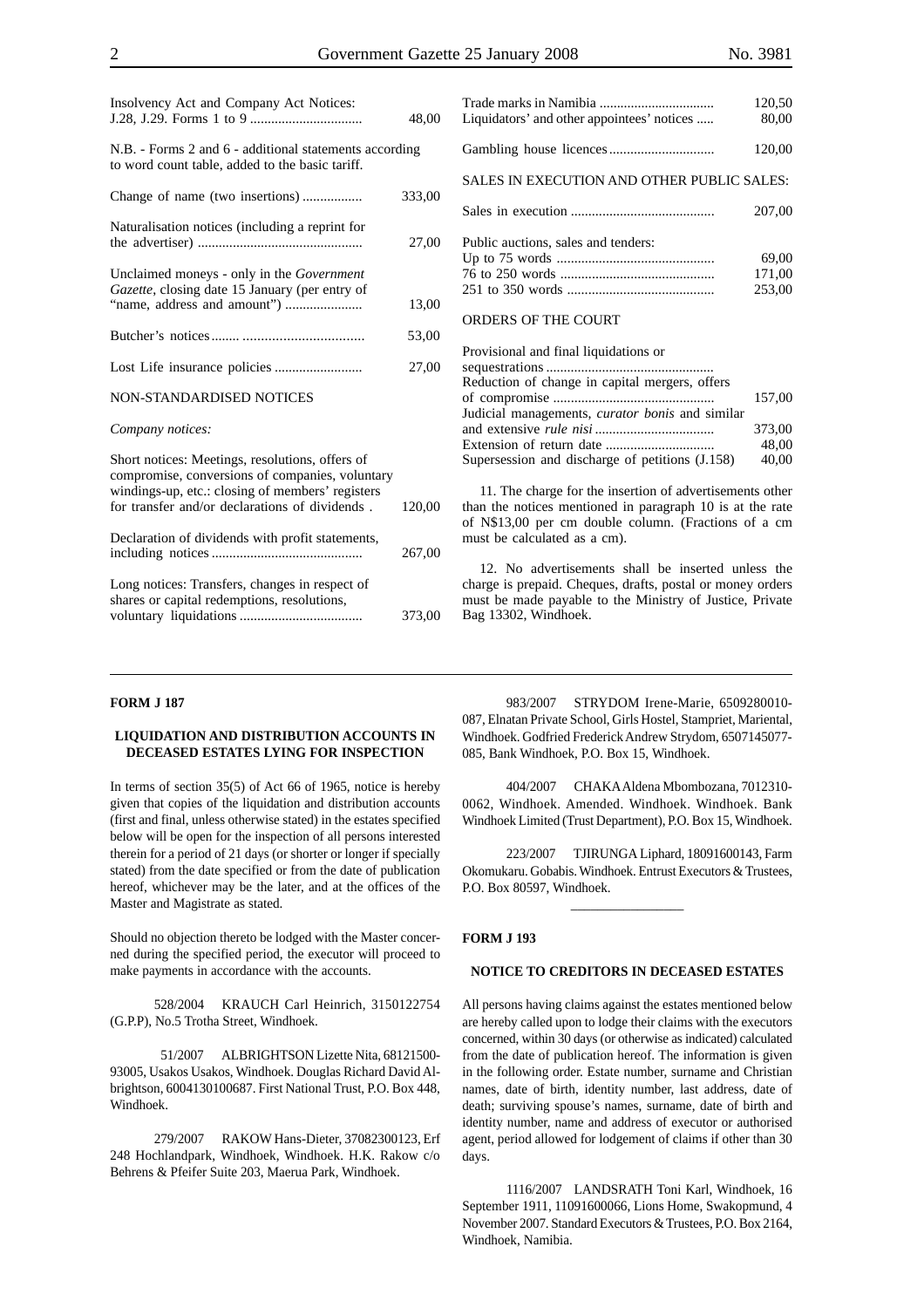| | |
|---|---|
| Insolvency Act and Company Act Notices: J.28, J.29. Forms 1 to 9 | 48,00 |

N.B. - Forms 2 and 6 - additional statements according to word count table, added to the basic tariff.

| | |
|---|---|
| Change of name (two insertions) | 333,00 |
| Naturalisation notices (including a reprint for the advertiser) | 27,00 |
| Unclaimed moneys - only in the *Government Gazette*, closing date 15 January (per entry of "name, address and amount") | 13,00 |
| Butcher's notices | 53,00 |
| Lost Life insurance policies | 27,00 |

NON-STANDARDISED NOTICES

*Company notices:*

| | |
|---|---|
| Short notices: Meetings, resolutions, offers of compromise, conversions of companies, voluntary windings-up, etc.: closing of members' registers for transfer and/or declarations of dividends | 120,00 |
| Declaration of dividends with profit statements, including notices | 267,00 |
| Long notices: Transfers, changes in respect of shares or capital redemptions, resolutions, voluntary liquidations | 373,00 |
| Trade marks in Namibia | 120,50 |
| Liquidators' and other appointees' notices | 80,00 |
| Gambling house licences | 120,00 |

SALES IN EXECUTION AND OTHER PUBLIC SALES:

| | |
|---|---|
| Sales in execution | 207,00 |
| Public auctions, sales and tenders: | |
| Up to 75 words | 69,00 |
| 76 to 250 words | 171,00 |
| 251 to 350 words | 253,00 |

ORDERS OF THE COURT

| | |
|---|---|
| Provisional and final liquidations or sequestrations | |
| Reduction of change in capital mergers, offers of compromise | 157,00 |
| Judicial managements, *curator bonis* and similar and extensive *rule nisi* | 373,00 |
| Extension of return date | 48,00 |
| Supersession and discharge of petitions (J.158) | 40,00 |

11. The charge for the insertion of advertisements other than the notices mentioned in paragraph 10 is at the rate of N$13,00 per cm double column. (Fractions of a cm must be calculated as a cm).

12. No advertisements shall be inserted unless the charge is prepaid. Cheques, drafts, postal or money orders must be made payable to the Ministry of Justice, Private Bag 13302, Windhoek.

---

**FORM J 187**

**LIQUIDATION AND DISTRIBUTION ACCOUNTS IN DECEASED ESTATES LYING FOR INSPECTION**

In terms of section 35(5) of Act 66 of 1965, notice is hereby given that copies of the liquidation and distribution accounts (first and final, unless otherwise stated) in the estates specified below will be open for the inspection of all persons interested therein for a period of 21 days (or shorter or longer if specially stated) from the date specified or from the date of publication hereof, whichever may be the later, and at the offices of the Master and Magistrate as stated.

Should no objection thereto be lodged with the Master concerned during the specified period, the executor will proceed to make payments in accordance with the accounts.

528/2004 KRAUCH Carl Heinrich, 3150122754 (G.P.P), No.5 Trotha Street, Windhoek.

51/2007 ALBRIGHTSON Lizette Nita, 68121500-93005, Usakos Usakos, Windhoek. Douglas Richard David Albrightson, 6004130100687. First National Trust, P.O. Box 448, Windhoek.

279/2007 RAKOW Hans-Dieter, 37082300123, Erf 248 Hochlandpark, Windhoek, Windhoek. H.K. Rakow c/o Behrens & Pfeifer Suite 203, Maerua Park, Windhoek.

983/2007 STRYDOM Irene-Marie, 6509280010-087, Elnatan Private School, Girls Hostel, Stampriet, Mariental, Windhoek. Godfried Frederick Andrew Strydom, 6507145077-085, Bank Windhoek, P.O. Box 15, Windhoek.

404/2007 CHAKA Aldena Mbombozana, 7012310-0062, Windhoek. Amended. Windhoek. Windhoek. Bank Windhoek Limited (Trust Department), P.O. Box 15, Windhoek.

223/2007 TJIRUNGA Liphard, 18091600143, Farm Okomukaru. Gobabis. Windhoek. Entrust Executors & Trustees, P.O. Box 80597, Windhoek.

---

**FORM J 193**

**NOTICE TO CREDITORS IN DECEASED ESTATES**

All persons having claims against the estates mentioned below are hereby called upon to lodge their claims with the executors concerned, within 30 days (or otherwise as indicated) calculated from the date of publication hereof. The information is given in the following order. Estate number, surname and Christian names, date of birth, identity number, last address, date of death; surviving spouse's names, surname, date of birth and identity number, name and address of executor or authorised agent, period allowed for lodgement of claims if other than 30 days.

1116/2007 LANDSRATH Toni Karl, Windhoek, 16 September 1911, 11091600066, Lions Home, Swakopmund, 4 November 2007. Standard Executors & Trustees, P.O. Box 2164, Windhoek, Namibia.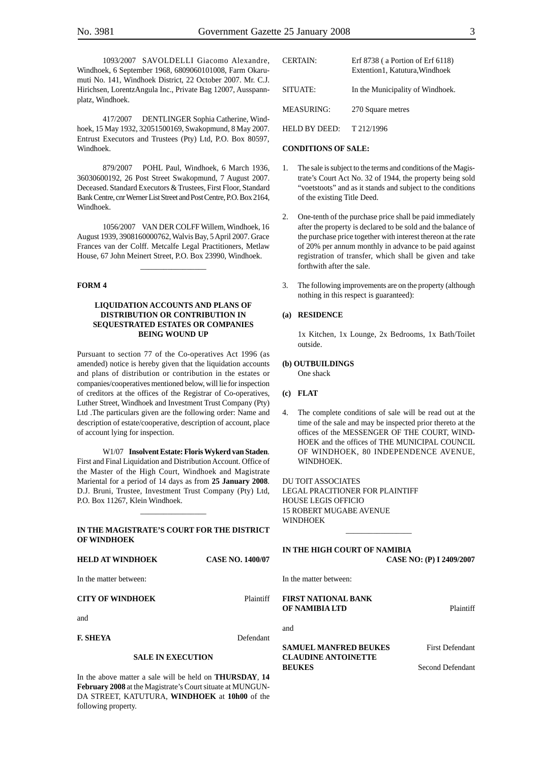1093/2007 SAVOLDELLI Giacomo Alexandre, Windhoek, 6 September 1968, 6809060101008, Farm Okarumuti No. 141, Windhoek District, 22 October 2007. Mr. C.J. Hirichsen, LorentzAngula Inc., Private Bag 12007, Ausspannplatz, Windhoek.

417/2007 DENTLINGER Sophia Catherine, Windhoek, 15 May 1932, 32051500169, Swakopmund, 8 May 2007. Entrust Executors and Trustees (Pty) Ltd, P.O. Box 80597, Windhoek.

879/2007 POHL Paul, Windhoek, 6 March 1936, 36030600192, 26 Post Street Swakopmund, 7 August 2007. Deceased. Standard Executors & Trustees, First Floor, Standard Bank Centre, cnr Werner List Street and Post Centre, P.O. Box 2164, Windhoek.

1056/2007 VAN DER COLFF Willem, Windhoek, 16 August 1939, 3908160000762, Walvis Bay, 5 April 2007. Grace Frances van der Colff. Metcalfe Legal Practitioners, Metlaw House, 67 John Meinert Street, P.O. Box 23990, Windhoek.

---

**FORM 4**

**LIQUIDATION ACCOUNTS AND PLANS OF DISTRIBUTION OR CONTRIBUTION IN SEQUESTRATED ESTATES OR COMPANIES BEING WOUND UP**

Pursuant to section 77 of the Co-operatives Act 1996 (as amended) notice is hereby given that the liquidation accounts and plans of distribution or contribution in the estates or companies/cooperatives mentioned below, will lie for inspection of creditors at the offices of the Registrar of Co-operatives, Luther Street, Windhoek and Investment Trust Company (Pty) Ltd .The particulars given are the following order: Name and description of estate/cooperative, description of account, place of account lying for inspection.

W1/07 **Insolvent Estate: Floris Wykerd van Staden**. First and Final Liquidation and Distribution Account. Office of the Master of the High Court, Windhoek and Magistrate Mariental for a period of 14 days as from **25 January 2008**. D.J. Bruni, Trustee, Investment Trust Company (Pty) Ltd, P.O. Box 11267, Klein Windhoek.

---

**IN THE MAGISTRATE'S COURT FOR THE DISTRICT OF WINDHOEK**

**HELD AT WINDHOEK** **CASE NO. 1400/07**

In the matter between:

**CITY OF WINDHOEK** Plaintiff

and

**F. SHEYA** Defendant

**SALE IN EXECUTION**

In the above matter a sale will be held on **THURSDAY**, **14 February 2008** at the Magistrate's Court situate at MUNGUNDA STREET, KATUTURA, **WINDHOEK** at **10h00** of the following property.

| | |
|---|---|
| CERTAIN: | Erf 8738 ( a Portion of Erf 6118) Extention1, Katutura,Windhoek |
| SITUATE: | In the Municipality of Windhoek. |
| MEASURING: | 270 Square metres |
| HELD BY DEED: | T 212/1996 |

**CONDITIONS OF SALE:**

1. The sale is subject to the terms and conditions of the Magistrate's Court Act No. 32 of 1944, the property being sold "voetstoots" and as it stands and subject to the conditions of the existing Title Deed.

2. One-tenth of the purchase price shall be paid immediately after the property is declared to be sold and the balance of the purchase price together with interest thereon at the rate of 20% per annum monthly in advance to be paid against registration of transfer, which shall be given and take forthwith after the sale.

3. The following improvements are on the property (although nothing in this respect is guaranteed):

**(a) RESIDENCE**

1x Kitchen, 1x Lounge, 2x Bedrooms, 1x Bath/Toilet outside.

**(b) OUTBUILDINGS**

One shack

**(c) FLAT**

4. The complete conditions of sale will be read out at the time of the sale and may be inspected prior thereto at the offices of the MESSENGER OF THE COURT, WINDHOEK and the offices of THE MUNICIPAL COUNCIL OF WINDHOEK, 80 INDEPENDENCE AVENUE, WINDHOEK.

DU TOIT ASSOCIATES
LEGAL PRACITIONER FOR PLAINTIFF
HOUSE LEGIS OFFICIO
15 ROBERT MUGABE AVENUE
WINDHOEK

---

**IN THE HIGH COURT OF NAMIBIA**

**CASE NO: (P) I 2409/2007**

In the matter between:

**FIRST NATIONAL BANK OF NAMIBIA LTD** Plaintiff

and

**SAMUEL MANFRED BEUKES** First Defendant

**CLAUDINE ANTOINETTE BEUKES** Second Defendant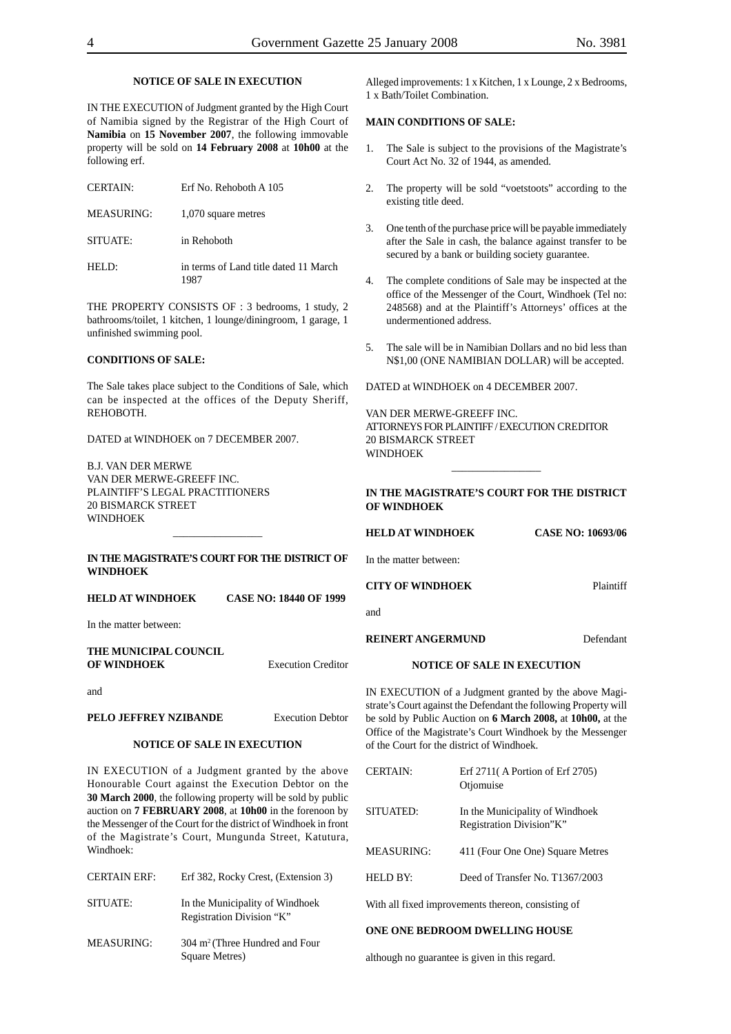## NOTICE OF SALE IN EXECUTION

IN THE EXECUTION of Judgment granted by the High Court of Namibia signed by the Registrar of the High Court of **Namibia** on **15 November 2007**, the following immovable property will be sold on **14 February 2008** at **10h00** at the following erf.

| | |
|---|---|
| CERTAIN: | Erf No. Rehoboth A 105 |
| MEASURING: | 1,070 square metres |
| SITUATE: | in Rehoboth |
| HELD: | in terms of Land title dated 11 March 1987 |

THE PROPERTY CONSISTS OF : 3 bedrooms, 1 study, 2 bathrooms/toilet, 1 kitchen, 1 lounge/diningroom, 1 garage, 1 unfinished swimming pool.

**CONDITIONS OF SALE:**

The Sale takes place subject to the Conditions of Sale, which can be inspected at the offices of the Deputy Sheriff, REHOBOTH.

DATED at WINDHOEK on 7 DECEMBER 2007.

B.J. VAN DER MERWE
VAN DER MERWE-GREEFF INC.
PLAINTIFF'S LEGAL PRACTITIONERS
20 BISMARCK STREET
WINDHOEK

---

**IN THE MAGISTRATE'S COURT FOR THE DISTRICT OF WINDHOEK**

**HELD AT WINDHOEK** **CASE NO: 18440 OF 1999**

In the matter between:

**THE MUNICIPAL COUNCIL OF WINDHOEK** Execution Creditor

and

**PELO JEFFREY NZIBANDE** Execution Debtor

## NOTICE OF SALE IN EXECUTION

IN EXECUTION of a Judgment granted by the above Honourable Court against the Execution Debtor on the **30 March 2000**, the following property will be sold by public auction on **7 FEBRUARY 2008**, at **10h00** in the forenoon by the Messenger of the Court for the district of Windhoek in front of the Magistrate's Court, Mungunda Street, Katutura, Windhoek:

| | |
|---|---|
| CERTAIN ERF: | Erf 382, Rocky Crest, (Extension 3) |
| SITUATE: | In the Municipality of Windhoek Registration Division "K" |
| MEASURING: | 304 m² (Three Hundred and Four Square Metres) |

Alleged improvements: 1 x Kitchen, 1 x Lounge, 2 x Bedrooms, 1 x Bath/Toilet Combination.

**MAIN CONDITIONS OF SALE:**

1. The Sale is subject to the provisions of the Magistrate's Court Act No. 32 of 1944, as amended.
2. The property will be sold "voetstoots" according to the existing title deed.
3. One tenth of the purchase price will be payable immediately after the Sale in cash, the balance against transfer to be secured by a bank or building society guarantee.
4. The complete conditions of Sale may be inspected at the office of the Messenger of the Court, Windhoek (Tel no: 248568) and at the Plaintiff's Attorneys' offices at the undermentioned address.
5. The sale will be in Namibian Dollars and no bid less than N$1,00 (ONE NAMIBIAN DOLLAR) will be accepted.

DATED at WINDHOEK on 4 DECEMBER 2007.

VAN DER MERWE-GREEFF INC.
ATTORNEYS FOR PLAINTIFF / EXECUTION CREDITOR
20 BISMARCK STREET
WINDHOEK

---

**IN THE MAGISTRATE'S COURT FOR THE DISTRICT OF WINDHOEK**

**HELD AT WINDHOEK** **CASE NO: 10693/06**

In the matter between:

**CITY OF WINDHOEK** Plaintiff

and

**REINERT ANGERMUND** Defendant

## NOTICE OF SALE IN EXECUTION

IN EXECUTION of a Judgment granted by the above Magistrate's Court against the Defendant the following Property will be sold by Public Auction on **6 March 2008,** at **10h00,** at the Office of the Magistrate's Court Windhoek by the Messenger of the Court for the district of Windhoek.

| | |
|---|---|
| CERTAIN: | Erf 2711( A Portion of Erf 2705) Otjomuise |
| SITUATED: | In the Municipality of Windhoek Registration Division"K" |
| MEASURING: | 411 (Four One One) Square Metres |
| HELD BY: | Deed of Transfer No. T1367/2003 |

With all fixed improvements thereon, consisting of

**ONE ONE BEDROOM DWELLING HOUSE**

although no guarantee is given in this regard.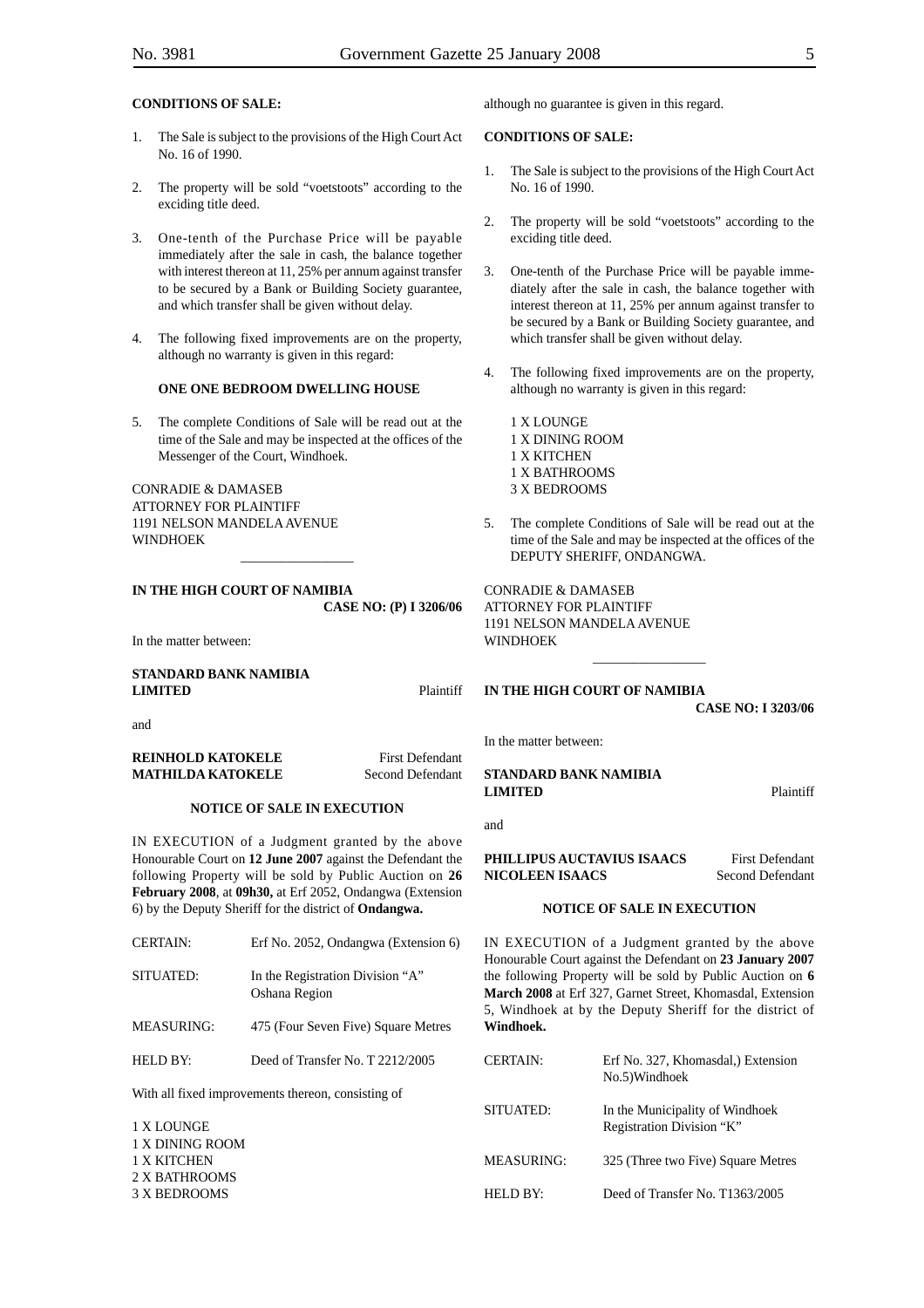**CONDITIONS OF SALE:**

1. The Sale is subject to the provisions of the High Court Act No. 16 of 1990.

2. The property will be sold "voetstoots" according to the exciding title deed.

3. One-tenth of the Purchase Price will be payable immediately after the sale in cash, the balance together with interest thereon at 11, 25% per annum against transfer to be secured by a Bank or Building Society guarantee, and which transfer shall be given without delay.

4. The following fixed improvements are on the property, although no warranty is given in this regard:

**ONE ONE BEDROOM DWELLING HOUSE**

5. The complete Conditions of Sale will be read out at the time of the Sale and may be inspected at the offices of the Messenger of the Court, Windhoek.

CONRADIE & DAMASEB
ATTORNEY FOR PLAINTIFF
1191 NELSON MANDELA AVENUE
WINDHOEK

---

**IN THE HIGH COURT OF NAMIBIA**

**CASE NO: (P) I 3206/06**

In the matter between:

**STANDARD BANK NAMIBIA LIMITED** — Plaintiff

and

**REINHOLD KATOKELE** — First Defendant
**MATHILDA KATOKELE** — Second Defendant

**NOTICE OF SALE IN EXECUTION**

IN EXECUTION of a Judgment granted by the above Honourable Court on **12 June 2007** against the Defendant the following Property will be sold by Public Auction on **26 February 2008**, at **09h30,** at Erf 2052, Ondangwa (Extension 6) by the Deputy Sheriff for the district of **Ondangwa.**

| | |
|---|---|
| CERTAIN: | Erf No. 2052, Ondangwa (Extension 6) |
| SITUATED: | In the Registration Division "A" Oshana Region |
| MEASURING: | 475 (Four Seven Five) Square Metres |
| HELD BY: | Deed of Transfer No. T 2212/2005 |

With all fixed improvements thereon, consisting of

1 X LOUNGE
1 X DINING ROOM
1 X KITCHEN
2 X BATHROOMS
3 X BEDROOMS

although no guarantee is given in this regard.

**CONDITIONS OF SALE:**

1. The Sale is subject to the provisions of the High Court Act No. 16 of 1990.

2. The property will be sold "voetstoots" according to the exciding title deed.

3. One-tenth of the Purchase Price will be payable immediately after the sale in cash, the balance together with interest thereon at 11, 25% per annum against transfer to be secured by a Bank or Building Society guarantee, and which transfer shall be given without delay.

4. The following fixed improvements are on the property, although no warranty is given in this regard:

   1 X LOUNGE
   1 X DINING ROOM
   1 X KITCHEN
   1 X BATHROOMS
   3 X BEDROOMS

5. The complete Conditions of Sale will be read out at the time of the Sale and may be inspected at the offices of the DEPUTY SHERIFF, ONDANGWA.

CONRADIE & DAMASEB
ATTORNEY FOR PLAINTIFF
1191 NELSON MANDELA AVENUE
WINDHOEK

---

**IN THE HIGH COURT OF NAMIBIA**

**CASE NO: I 3203/06**

In the matter between:

**STANDARD BANK NAMIBIA LIMITED** — Plaintiff

and

**PHILLIPUS AUCTAVIUS ISAACS** — First Defendant
**NICOLEEN ISAACS** — Second Defendant

**NOTICE OF SALE IN EXECUTION**

IN EXECUTION of a Judgment granted by the above Honourable Court against the Defendant on **23 January 2007** the following Property will be sold by Public Auction on **6 March 2008** at Erf 327, Garnet Street, Khomasdal, Extension 5, Windhoek at by the Deputy Sheriff for the district of **Windhoek.**

| | |
|---|---|
| CERTAIN: | Erf No. 327, Khomasdal,) Extension No.5)Windhoek |
| SITUATED: | In the Municipality of Windhoek Registration Division "K" |
| MEASURING: | 325 (Three two Five) Square Metres |
| HELD BY: | Deed of Transfer No. T1363/2005 |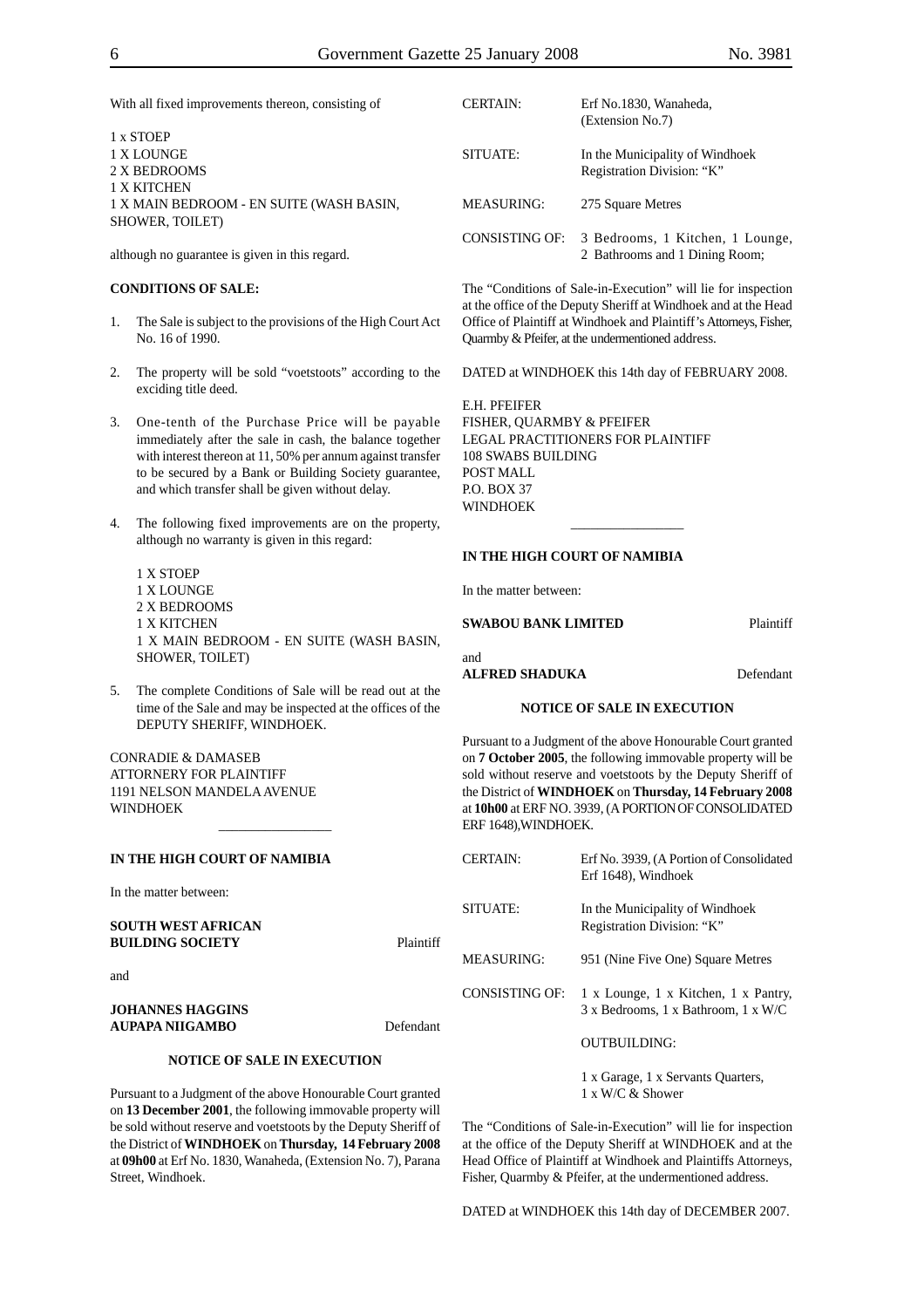With all fixed improvements thereon, consisting of

1 x STOEP
1 X LOUNGE
2 X BEDROOMS
1 X KITCHEN
1 X MAIN BEDROOM - EN SUITE (WASH BASIN, SHOWER, TOILET)

although no guarantee is given in this regard.

**CONDITIONS OF SALE:**

1. The Sale is subject to the provisions of the High Court Act No. 16 of 1990.

2. The property will be sold "voetstoots" according to the exciding title deed.

3. One-tenth of the Purchase Price will be payable immediately after the sale in cash, the balance together with interest thereon at 11, 50% per annum against transfer to be secured by a Bank or Building Society guarantee, and which transfer shall be given without delay.

4. The following fixed improvements are on the property, although no warranty is given in this regard:

   1 X STOEP
   1 X LOUNGE
   2 X BEDROOMS
   1 X KITCHEN
   1 X MAIN BEDROOM - EN SUITE (WASH BASIN, SHOWER, TOILET)

5. The complete Conditions of Sale will be read out at the time of the Sale and may be inspected at the offices of the DEPUTY SHERIFF, WINDHOEK.

CONRADIE & DAMASEB
ATTORNERY FOR PLAINTIFF
1191 NELSON MANDELA AVENUE
WINDHOEK

---

**IN THE HIGH COURT OF NAMIBIA**

In the matter between:

**SOUTH WEST AFRICAN BUILDING SOCIETY** Plaintiff

and

**JOHANNES HAGGINS AUPAPA NIIGAMBO** Defendant

**NOTICE OF SALE IN EXECUTION**

Pursuant to a Judgment of the above Honourable Court granted on **13 December 2001**, the following immovable property will be sold without reserve and voetstoots by the Deputy Sheriff of the District of **WINDHOEK** on **Thursday, 14 February 2008** at **09h00** at Erf No. 1830, Wanaheda, (Extension No. 7), Parana Street, Windhoek.

| | |
|---|---|
| CERTAIN: | Erf No.1830, Wanaheda, (Extension No.7) |
| SITUATE: | In the Municipality of Windhoek Registration Division: "K" |
| MEASURING: | 275 Square Metres |
| CONSISTING OF: | 3 Bedrooms, 1 Kitchen, 1 Lounge, 2 Bathrooms and 1 Dining Room; |

The "Conditions of Sale-in-Execution" will lie for inspection at the office of the Deputy Sheriff at Windhoek and at the Head Office of Plaintiff at Windhoek and Plaintiff's Attorneys, Fisher, Quarmby & Pfeifer, at the undermentioned address.

DATED at WINDHOEK this 14th day of FEBRUARY 2008.

E.H. PFEIFER
FISHER, QUARMBY & PFEIFER
LEGAL PRACTITIONERS FOR PLAINTIFF
108 SWABS BUILDING
POST MALL
P.O. BOX 37
WINDHOEK

---

**IN THE HIGH COURT OF NAMIBIA**

In the matter between:

**SWABOU BANK LIMITED** Plaintiff

and

**ALFRED SHADUKA** Defendant

**NOTICE OF SALE IN EXECUTION**

Pursuant to a Judgment of the above Honourable Court granted on **7 October 2005**, the following immovable property will be sold without reserve and voetstoots by the Deputy Sheriff of the District of **WINDHOEK** on **Thursday, 14 February 2008** at **10h00** at ERF NO. 3939, (A PORTION OF CONSOLIDATED ERF 1648), WINDHOEK.

| | |
|---|---|
| CERTAIN: | Erf No. 3939, (A Portion of Consolidated Erf 1648), Windhoek |
| SITUATE: | In the Municipality of Windhoek Registration Division: "K" |
| MEASURING: | 951 (Nine Five One) Square Metres |
| CONSISTING OF: | 1 x Lounge, 1 x Kitchen, 1 x Pantry, 3 x Bedrooms, 1 x Bathroom, 1 x W/C |
| | OUTBUILDING: |
| | 1 x Garage, 1 x Servants Quarters, 1 x W/C & Shower |

The "Conditions of Sale-in-Execution" will lie for inspection at the office of the Deputy Sheriff at WINDHOEK and at the Head Office of Plaintiff at Windhoek and Plaintiffs Attorneys, Fisher, Quarmby & Pfeifer, at the undermentioned address.

DATED at WINDHOEK this 14th day of DECEMBER 2007.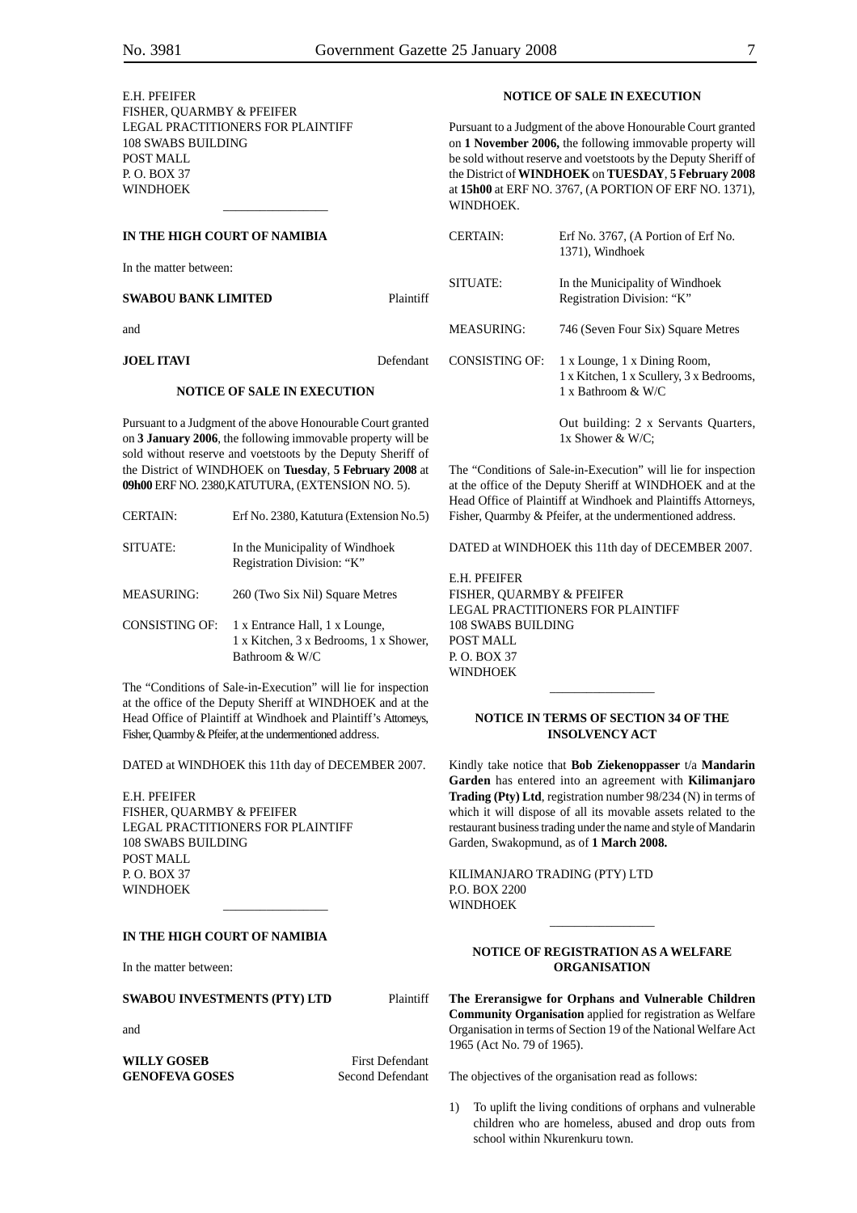E.H. PFEIFER
FISHER, QUARMBY & PFEIFER
LEGAL PRACTITIONERS FOR PLAINTIFF
108 SWABS BUILDING
POST MALL
P. O. BOX 37
WINDHOEK

---

**IN THE HIGH COURT OF NAMIBIA**

In the matter between:

**SWABOU BANK LIMITED** Plaintiff

and

**JOEL ITAVI** Defendant

**NOTICE OF SALE IN EXECUTION**

Pursuant to a Judgment of the above Honourable Court granted on **3 January 2006**, the following immovable property will be sold without reserve and voetstoots by the Deputy Sheriff of the District of WINDHOEK on **Tuesday**, **5 February 2008** at **09h00** ERF NO. 2380,KATUTURA, (EXTENSION NO. 5).

| | |
|---|---|
| CERTAIN: | Erf No. 2380, Katutura (Extension No.5) |
| SITUATE: | In the Municipality of Windhoek Registration Division: "K" |
| MEASURING: | 260 (Two Six Nil) Square Metres |
| CONSISTING OF: | 1 x Entrance Hall, 1 x Lounge, 1 x Kitchen, 3 x Bedrooms, 1 x Shower, Bathroom & W/C |

The "Conditions of Sale-in-Execution" will lie for inspection at the office of the Deputy Sheriff at WINDHOEK and at the Head Office of Plaintiff at Windhoek and Plaintiff's Attorneys, Fisher, Quarmby & Pfeifer, at the undermentioned address.

DATED at WINDHOEK this 11th day of DECEMBER 2007.

E.H. PFEIFER
FISHER, QUARMBY & PFEIFER
LEGAL PRACTITIONERS FOR PLAINTIFF
108 SWABS BUILDING
POST MALL
P. O. BOX 37
WINDHOEK

---

**IN THE HIGH COURT OF NAMIBIA**

In the matter between:

**SWABOU INVESTMENTS (PTY) LTD** Plaintiff

and

**WILLY GOSEB** First Defendant
**GENOFEVA GOSES** Second Defendant

**NOTICE OF SALE IN EXECUTION**

Pursuant to a Judgment of the above Honourable Court granted on **1 November 2006,** the following immovable property will be sold without reserve and voetstoots by the Deputy Sheriff of the District of **WINDHOEK** on **TUESDAY**, **5 February 2008** at **15h00** at ERF NO. 3767, (A PORTION OF ERF NO. 1371), WINDHOEK.

| | |
|---|---|
| CERTAIN: | Erf No. 3767, (A Portion of Erf No. 1371), Windhoek |
| SITUATE: | In the Municipality of Windhoek Registration Division: "K" |
| MEASURING: | 746 (Seven Four Six) Square Metres |
| CONSISTING OF: | 1 x Lounge, 1 x Dining Room, 1 x Kitchen, 1 x Scullery, 3 x Bedrooms, 1 x Bathroom & W/C |
| | Out building: 2 x Servants Quarters, 1x Shower & W/C; |

The "Conditions of Sale-in-Execution" will lie for inspection at the office of the Deputy Sheriff at WINDHOEK and at the Head Office of Plaintiff at Windhoek and Plaintiffs Attorneys, Fisher, Quarmby & Pfeifer, at the undermentioned address.

DATED at WINDHOEK this 11th day of DECEMBER 2007.

E.H. PFEIFER
FISHER, QUARMBY & PFEIFER
LEGAL PRACTITIONERS FOR PLAINTIFF
108 SWABS BUILDING
POST MALL
P. O. BOX 37
WINDHOEK

---

**NOTICE IN TERMS OF SECTION 34 OF THE INSOLVENCY ACT**

Kindly take notice that **Bob Ziekenoppasser** t/a **Mandarin Garden** has entered into an agreement with **Kilimanjaro Trading (Pty) Ltd**, registration number 98/234 (N) in terms of which it will dispose of all its movable assets related to the restaurant business trading under the name and style of Mandarin Garden, Swakopmund, as of **1 March 2008.**

KILIMANJARO TRADING (PTY) LTD
P.O. BOX 2200
WINDHOEK

---

**NOTICE OF REGISTRATION AS A WELFARE ORGANISATION**

**The Ereransigwe for Orphans and Vulnerable Children Community Organisation** applied for registration as Welfare Organisation in terms of Section 19 of the National Welfare Act 1965 (Act No. 79 of 1965).

The objectives of the organisation read as follows:

1) To uplift the living conditions of orphans and vulnerable children who are homeless, abused and drop outs from school within Nkurenkuru town.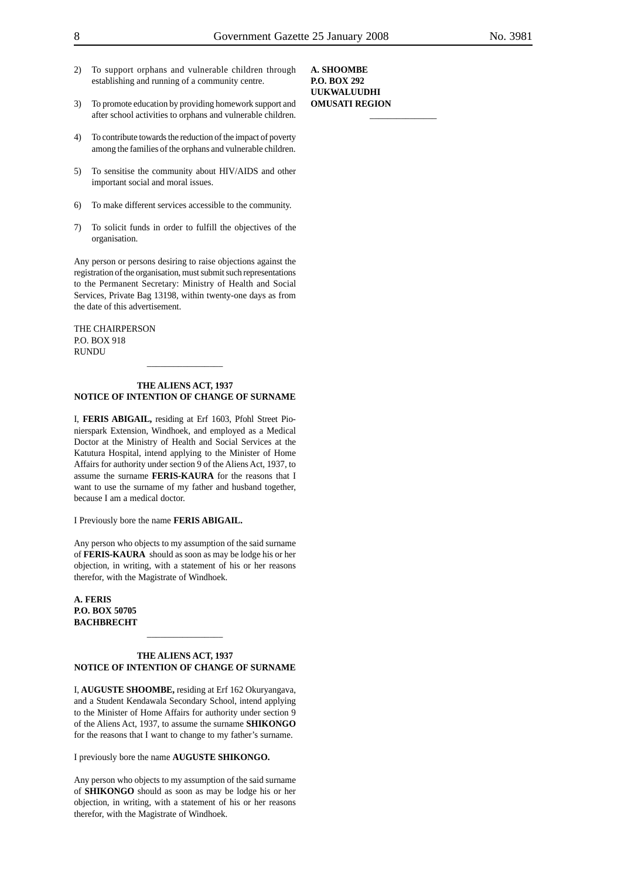2) To support orphans and vulnerable children through establishing and running of a community centre.

3) To promote education by providing homework support and after school activities to orphans and vulnerable children.

4) To contribute towards the reduction of the impact of poverty among the families of the orphans and vulnerable children.

5) To sensitise the community about HIV/AIDS and other important social and moral issues.

6) To make different services accessible to the community.

7) To solicit funds in order to fulfill the objectives of the organisation.

Any person or persons desiring to raise objections against the registration of the organisation, must submit such representations to the Permanent Secretary: Ministry of Health and Social Services, Private Bag 13198, within twenty-one days as from the date of this advertisement.

THE CHAIRPERSON
P.O. BOX 918
RUNDU

---

**THE ALIENS ACT, 1937**
**NOTICE OF INTENTION OF CHANGE OF SURNAME**

I, **FERIS ABIGAIL,** residing at Erf 1603, Pfohl Street Pionierspark Extension, Windhoek, and employed as a Medical Doctor at the Ministry of Health and Social Services at the Katutura Hospital, intend applying to the Minister of Home Affairs for authority under section 9 of the Aliens Act, 1937, to assume the surname **FERIS-KAURA** for the reasons that I want to use the surname of my father and husband together, because I am a medical doctor.

I Previously bore the name **FERIS ABIGAIL.**

Any person who objects to my assumption of the said surname of **FERIS-KAURA** should as soon as may be lodge his or her objection, in writing, with a statement of his or her reasons therefor, with the Magistrate of Windhoek.

**A. FERIS**
**P.O. BOX 50705**
**BACHBRECHT**

---

**THE ALIENS ACT, 1937**
**NOTICE OF INTENTION OF CHANGE OF SURNAME**

I, **AUGUSTE SHOOMBE,** residing at Erf 162 Okuryangava, and a Student Kendawala Secondary School, intend applying to the Minister of Home Affairs for authority under section 9 of the Aliens Act, 1937, to assume the surname **SHIKONGO** for the reasons that I want to change to my father's surname.

I previously bore the name **AUGUSTE SHIKONGO.**

Any person who objects to my assumption of the said surname of **SHIKONGO** should as soon as may be lodge his or her objection, in writing, with a statement of his or her reasons therefor, with the Magistrate of Windhoek.

**A. SHOOMBE**
**P.O. BOX 292**
**UUKWALUUDHI**
**OMUSATI REGION**

---